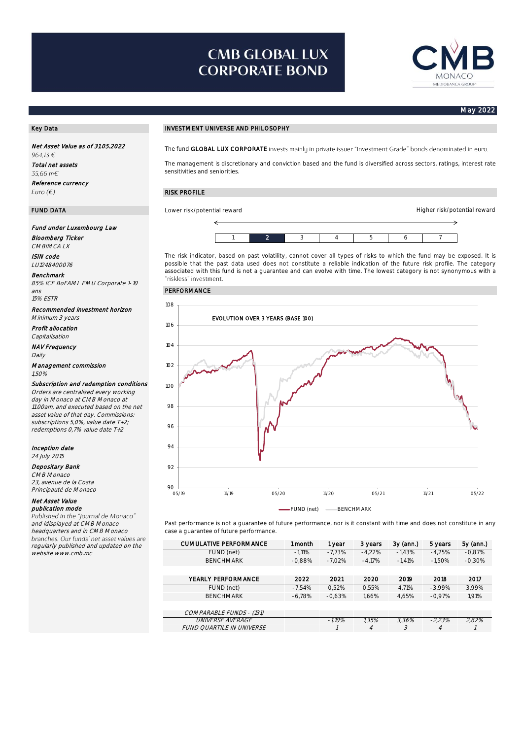# CMB GLOBAL LUX CORPORATE BOND

CMB MONACO
MEDIOBANCA GROUP

May 2022

## Key Data

***Net Asset Value as of 31.05.2022***
*964,13 €*

***Total net assets***
*35,66 m€*

***Reference currency***
*Euro (€)*

## FUND DATA

***Fund under Luxembourg Law***

***Bloomberg Ticker***
*CMBIMCA LX*

***ISIN code***
*LU1248400076*

***Benchmark***
*85% ICE BoFAML EMU Corporate 1-10 ans*
*15% ESTR*

***Recommended investment horizon***
*Minimum 3 years*

***Profit allocation***
*Capitalisation*

***NAV Frequency***
*Daily*

***Management commission***
*1,50%*

***Subscription and redemption conditions***
*Orders are centralised every working day in Monaco at CMB Monaco at 11:00am, and executed based on the net asset value of that day. Commissions: subscriptions 5,0%, value date T+2; redemptions 0,7% value date T+2*

***Inception date***
*24 July 2015*

***Depositary Bank***
*CMB Monaco*
*23, avenue de la Costa*
*Principauté de Monaco*

***Net Asset Value publication mode***
*Published in the "Journal de Monaco" and Idisplayed at CMB Monaco headquarters and in CMB Monaco branches. Our funds' net asset values are regularly published and updated on the website www.cmb.mc*

## INVESTMENT UNIVERSE AND PHILOSOPHY

The fund **GLOBAL LUX CORPORATE** invests mainly in private issuer "Investment Grade" bonds denominated in euro.

The management is discretionary and conviction based and the fund is diversified across sectors, ratings, interest rate sensitivities and seniorities.

## RISK PROFILE

Lower risk/potential reward — Higher risk/potential reward

| 1 | **2** | 3 | 4 | 5 | 6 | 7 |
|---|---|---|---|---|---|---|

The risk indicator, based on past volatility, cannot cover all types of risks to which the fund may be exposed. It is possible that the past data used does not constitute a reliable indication of the future risk profile. The category associated with this fund is not a guarantee and can evolve with time. The lowest category is not synonymous with a "riskless" investment.

## PERFORMANCE

EVOLUTION OVER 3 YEARS (BASE 100)

FUND (net) — BENCHMARK

Past performance is not a guarantee of future performance, nor is it constant with time and does not constitute in any case a guarantee of future performance.

| CUMULATIVE PERFORMANCE | 1 month | 1 year | 3 years | 3y (ann.) | 5 years | 5y (ann.) |
|---|---|---|---|---|---|---|
| FUND (net) | -1,11% | -7,73% | -4,22% | -1,43% | -4,25% | -0,87% |
| BENCHMARK | -0,88% | -7,02% | -4,17% | -1,41% | -1,50% | -0,30% |

| YEARLY PERFORMANCE | 2022 | 2021 | 2020 | 2019 | 2018 | 2017 |
|---|---|---|---|---|---|---|
| FUND (net) | -7,54% | 0,52% | 0,55% | 4,71% | -3,99% | 3,99% |
| BENCHMARK | -6,78% | -0,63% | 1,66% | 4,65% | -0,97% | 1,91% |

| *COMPARABLE FUNDS - (131)* | | | | | | |
|---|---|---|---|---|---|---|
| *UNIVERSE AVERAGE* | | *-1,10%* | *1,35%* | *3,36%* | *-2,23%* | *2,62%* |
| *FUND QUARTILE IN UNIVERSE* | | *1* | *4* | *3* | *4* | *1* |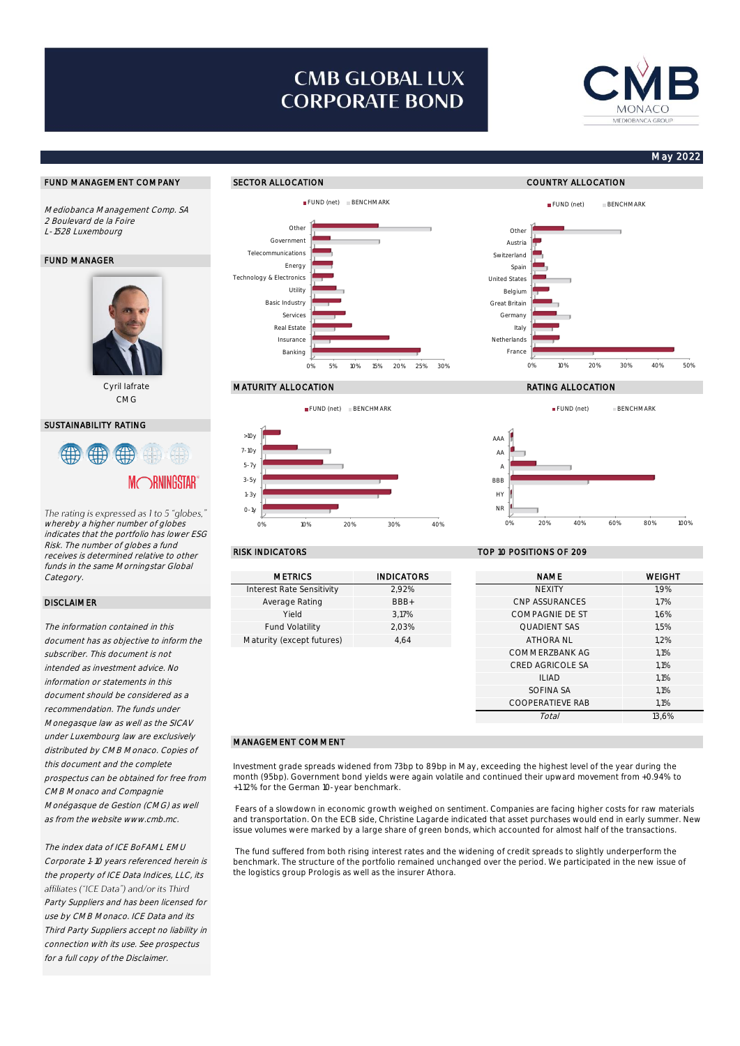# CMB GLOBAL LUX CORPORATE BOND

CMB MONACO
MEDIOBANCA GROUP

May 2022

## FUND MANAGEMENT COMPANY

*Mediobanca Management Comp. SA*
*2 Boulevard de la Foire*
*L-1528 Luxembourg*

## FUND MANAGER

Cyril Iafrate
CMG

## SUSTAINABILITY RATING

MORNINGSTAR

*The rating is expressed as 1 to 5 "globes," whereby a higher number of globes indicates that the portfolio has lower ESG Risk. The number of globes a fund receives is determined relative to other funds in the same Morningstar Global Category.*

## DISCLAIMER

*The information contained in this document has as objective to inform the subscriber. This document is not intended as investment advice. No information or statements in this document should be considered as a recommendation. The funds under Monegasque law as well as the SICAV under Luxembourg law are exclusively distributed by CMB Monaco. Copies of this document and the complete prospectus can be obtained for free from CMB Monaco and Compagnie Monégasque de Gestion (CMG) as well as from the website www.cmb.mc.*

*The index data of ICE BoFAML EMU Corporate 1-10 years referenced herein is the property of ICE Data Indices, LLC, its affiliates ("ICE Data") and/or its Third Party Suppliers and has been licensed for use by CMB Monaco. ICE Data and its Third Party Suppliers accept no liability in connection with its use. See prospectus for a full copy of the Disclaimer.*

## SECTOR ALLOCATION

FUND (net) BENCHMARK

Other
Government
Telecommunications
Energy
Technology & Electronics
Utility
Basic Industry
Services
Real Estate
Insurance
Banking

0% 5% 10% 15% 20% 25% 30%

## COUNTRY ALLOCATION

FUND (net) BENCHMARK

Other
Austria
Switzerland
Spain
United States
Belgium
Great Britain
Germany
Italy
Netherlands
France

0% 10% 20% 30% 40% 50%

## MATURITY ALLOCATION

FUND (net) BENCHMARK

>10y
7-10y
5-7y
3-5y
1-3y
0-1y

0% 10% 20% 30% 40%

## RATING ALLOCATION

FUND (net) BENCHMARK

AAA
AA
A
BBB
HY
NR

0% 20% 40% 60% 80% 100%

## RISK INDICATORS

| METRICS | INDICATORS |
|---|---|
| Interest Rate Sensitivity | 2,92% |
| Average Rating | BBB+ |
| Yield | 3,17% |
| Fund Volatility | 2,03% |
| Maturity (except futures) | 4,64 |

## TOP 10 POSITIONS OF 209

| NAME | WEIGHT |
|---|---|
| NEXITY | 1,9% |
| CNP ASSURANCES | 1,7% |
| COMPAGNIE DE ST | 1,6% |
| QUADIENT SAS | 1,5% |
| ATHORA NL | 1,2% |
| COMMERZBANK AG | 1,1% |
| CRED AGRICOLE SA | 1,1% |
| ILIAD | 1,1% |
| SOFINA SA | 1,1% |
| COOPERATIEVE RAB | 1,1% |
| *Total* | 13,6% |

## MANAGEMENT COMMENT

Investment grade spreads widened from 73bp to 89bp in May, exceeding the highest level of the year during the month (95bp). Government bond yields were again volatile and continued their upward movement from +0.94% to +1.12% for the German 10-year benchmark.

Fears of a slowdown in economic growth weighed on sentiment. Companies are facing higher costs for raw materials and transportation. On the ECB side, Christine Lagarde indicated that asset purchases would end in early summer. New issue volumes were marked by a large share of green bonds, which accounted for almost half of the transactions.

The fund suffered from both rising interest rates and the widening of credit spreads to slightly underperform the benchmark. The structure of the portfolio remained unchanged over the period. We participated in the new issue of the logistics group Prologis as well as the insurer Athora.